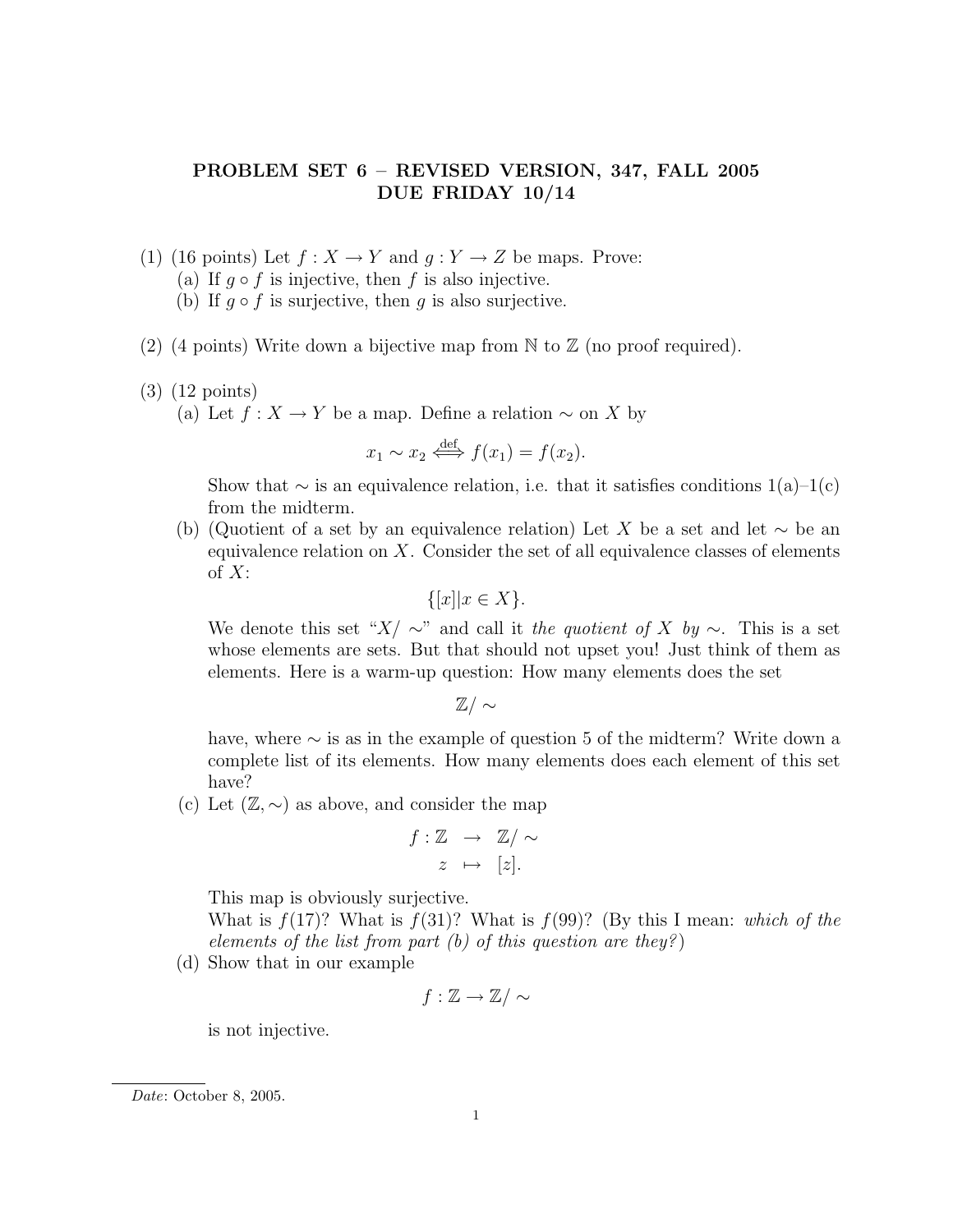# PROBLEM SET 6 – REVISED VERSION, 347, FALL 2005
## DUE FRIDAY 10/14

(1) (16 points) Let $f : X \to Y$ and $g : Y \to Z$ be maps. Prove:

   (a) If $g \circ f$ is injective, then $f$ is also injective.

   (b) If $g \circ f$ is surjective, then $g$ is also surjective.

(2) (4 points) Write down a bijective map from $\mathbb{N}$ to $\mathbb{Z}$ (no proof required).

(3) (12 points)

   (a) Let $f : X \to Y$ be a map. Define a relation $\sim$ on $X$ by

$$x_1 \sim x_2 \overset{\text{def}}{\Longleftrightarrow} f(x_1) = f(x_2).$$

   Show that $\sim$ is an equivalence relation, i.e. that it satisfies conditions 1(a)–1(c) from the midterm.

   (b) (Quotient of a set by an equivalence relation) Let $X$ be a set and let $\sim$ be an equivalence relation on $X$. Consider the set of all equivalence classes of elements of $X$:

$$\{[x] | x \in X\}.$$

   We denote this set "$X/\sim$" and call it *the quotient of* $X$ *by* $\sim$. This is a set whose elements are sets. But that should not upset you! Just think of them as elements. Here is a warm-up question: How many elements does the set

$$\mathbb{Z}/\sim$$

   have, where $\sim$ is as in the example of question 5 of the midterm? Write down a complete list of its elements. How many elements does each element of this set have?

   (c) Let $(\mathbb{Z}, \sim)$ as above, and consider the map

$$\begin{aligned} f : \mathbb{Z} &\to \mathbb{Z}/\sim \\ z &\mapsto [z]. \end{aligned}$$

   This map is obviously surjective.
   What is $f(17)$? What is $f(31)$? What is $f(99)$? (By this I mean: *which of the elements of the list from part (b) of this question are they?*)

   (d) Show that in our example

$$f : \mathbb{Z} \to \mathbb{Z}/\sim$$

   is not injective.

---

*Date*: October 8, 2005.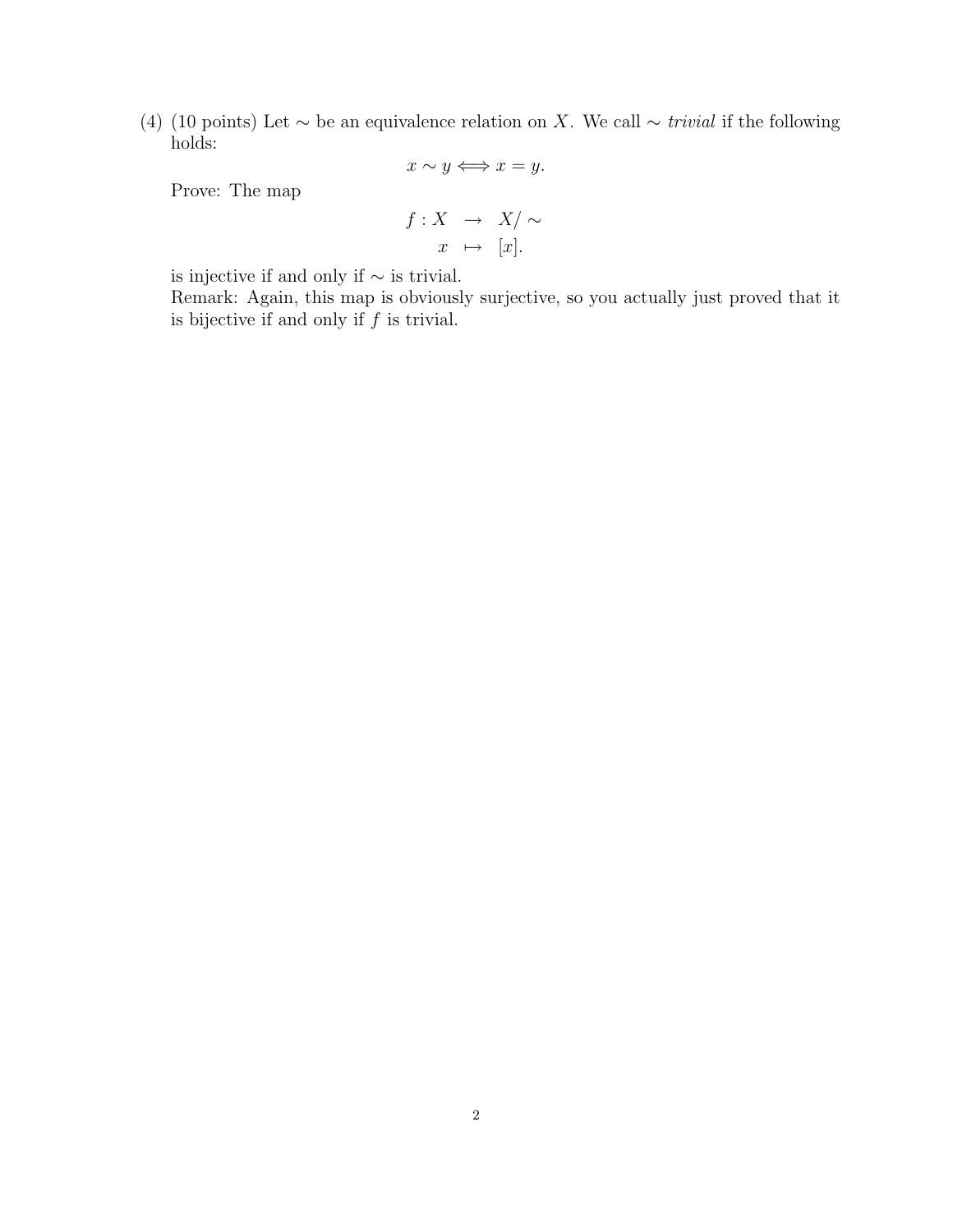(4) (10 points) Let $\sim$ be an equivalence relation on $X$. We call $\sim$ *trivial* if the following holds:

$$x \sim y \Longleftrightarrow x = y.$$

Prove: The map

$$\begin{aligned} f : X &\rightarrow X/\sim \\ x &\mapsto [x]. \end{aligned}$$

is injective if and only if $\sim$ is trivial.

Remark: Again, this map is obviously surjective, so you actually just proved that it is bijective if and only if $f$ is trivial.